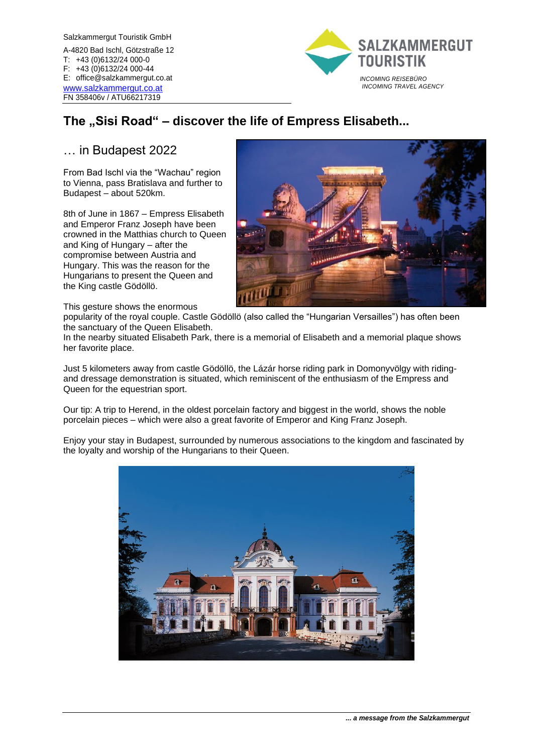Salzkammergut Touristik GmbH

A-4820 Bad Ischl, Götzstraße 12
T: +43 (0)6132/24 000-0
F: +43 (0)6132/24 000-44
E: office@salzkammergut.co.at
www.salzkammergut.co.at
FN 358406v / ATU66217319

SALZKAMMERGUT TOURISTIK

*INCOMING REISEBÜRO*
*INCOMING TRAVEL AGENCY*

# The „Sisi Road" – discover the life of Empress Elisabeth...

## … in Budapest 2022

From Bad Ischl via the "Wachau" region to Vienna, pass Bratislava and further to Budapest – about 520km.

8th of June in 1867 – Empress Elisabeth and Emperor Franz Joseph have been crowned in the Matthias church to Queen and King of Hungary – after the compromise between Austria and Hungary. This was the reason for the Hungarians to present the Queen and the King castle Gödöllö.

This gesture shows the enormous popularity of the royal couple. Castle Gödöllö (also called the "Hungarian Versailles") has often been the sanctuary of the Queen Elisabeth.
In the nearby situated Elisabeth Park, there is a memorial of Elisabeth and a memorial plaque shows her favorite place.

Just 5 kilometers away from castle Gödöllö, the Lázár horse riding park in Domonyvölgy with riding- and dressage demonstration is situated, which reminiscent of the enthusiasm of the Empress and Queen for the equestrian sport.

Our tip: A trip to Herend, in the oldest porcelain factory and biggest in the world, shows the noble porcelain pieces – which were also a great favorite of Emperor and King Franz Joseph.

Enjoy your stay in Budapest, surrounded by numerous associations to the kingdom and fascinated by the loyalty and worship of the Hungarians to their Queen.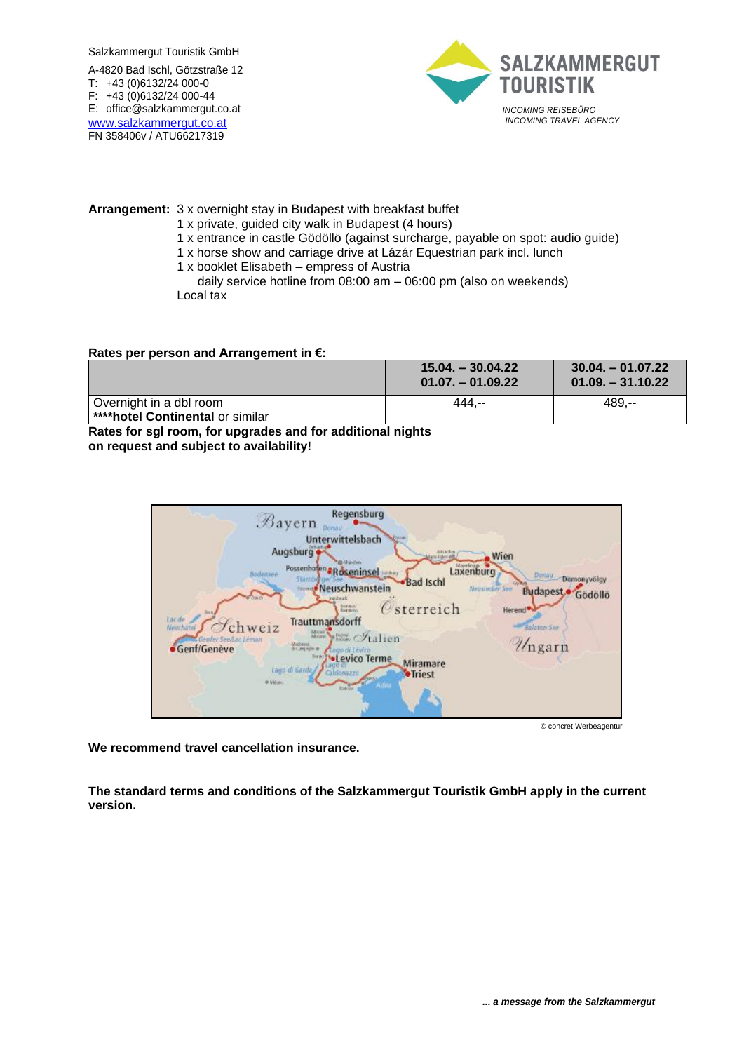**Arrangement:** 3 x overnight stay in Budapest with breakfast buffet
1 x private, guided city walk in Budapest (4 hours)
1 x entrance in castle Gödöllö (against surcharge, payable on spot: audio guide)
1 x horse show and carriage drive at Lázár Equestrian park incl. lunch
1 x booklet Elisabeth – empress of Austria
daily service hotline from 08:00 am – 06:00 pm (also on weekends)
Local tax

**Rates per person and Arrangement in €:**

| | **15.04. – 30.04.22**<br>**01.07. – 01.09.22** | **30.04. – 01.07.22**<br>**01.09. – 31.10.22** |
|---|---|---|
| Overnight in a dbl room<br>**\*\*\*\*hotel Continental** or similar | 444,-- | 489,-- |

**Rates for sgl room, for upgrades and for additional nights on request and subject to availability!**

© concret Werbeagentur

**We recommend travel cancellation insurance.**

**The standard terms and conditions of the Salzkammergut Touristik GmbH apply in the current version.**